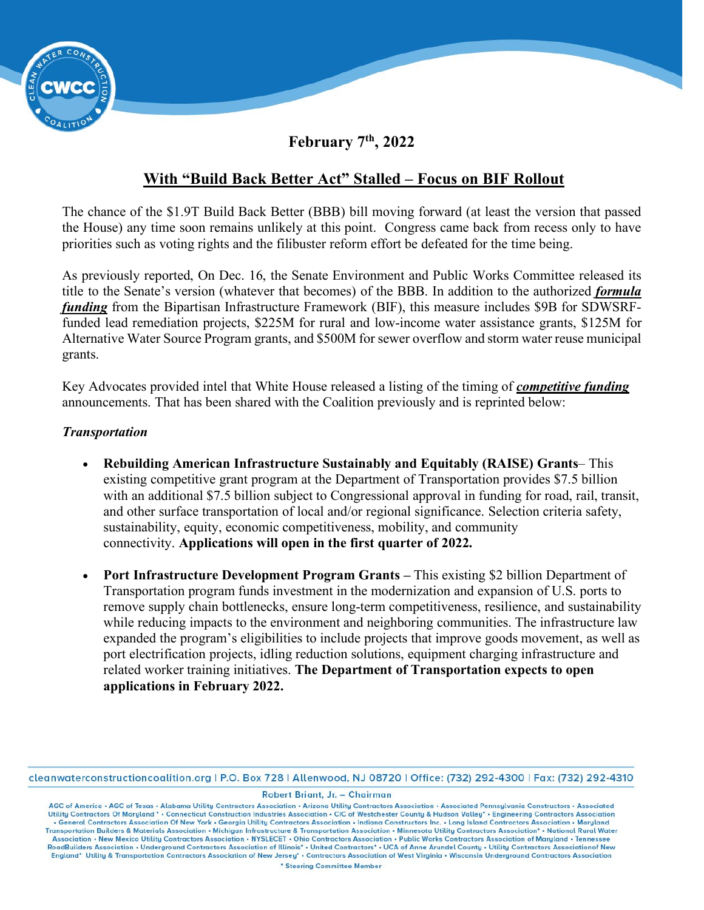February 7th, 2022

## With "Build Back Better Act" Stalled – Focus on BIF Rollout

The chance of the $1.9T Build Back Better (BBB) bill moving forward (at least the version that passed the House) any time soon remains unlikely at this point. Congress came back from recess only to have priorities such as voting rights and the filibuster reform effort be defeated for the time being.

As previously reported, On Dec. 16, the Senate Environment and Public Works Committee released its title to the Senate's version (whatever that becomes) of the BBB. In addition to the authorized ***formula funding*** from the Bipartisan Infrastructure Framework (BIF), this measure includes $9B for SDWSRF-funded lead remediation projects, $225M for rural and low-income water assistance grants, $125M for Alternative Water Source Program grants, and $500M for sewer overflow and storm water reuse municipal grants.

Key Advocates provided intel that White House released a listing of the timing of ***competitive funding*** announcements. That has been shared with the Coalition previously and is reprinted below:

***Transportation***

- **Rebuilding American Infrastructure Sustainably and Equitably (RAISE) Grants**– This existing competitive grant program at the Department of Transportation provides $7.5 billion with an additional $7.5 billion subject to Congressional approval in funding for road, rail, transit, and other surface transportation of local and/or regional significance. Selection criteria safety, sustainability, equity, economic competitiveness, mobility, and community connectivity. **Applications will open in the first quarter of 2022.**

- **Port Infrastructure Development Program Grants –** This existing $2 billion Department of Transportation program funds investment in the modernization and expansion of U.S. ports to remove supply chain bottlenecks, ensure long-term competitiveness, resilience, and sustainability while reducing impacts to the environment and neighboring communities. The infrastructure law expanded the program's eligibilities to include projects that improve goods movement, as well as port electrification projects, idling reduction solutions, equipment charging infrastructure and related worker training initiatives. **The Department of Transportation expects to open applications in February 2022.**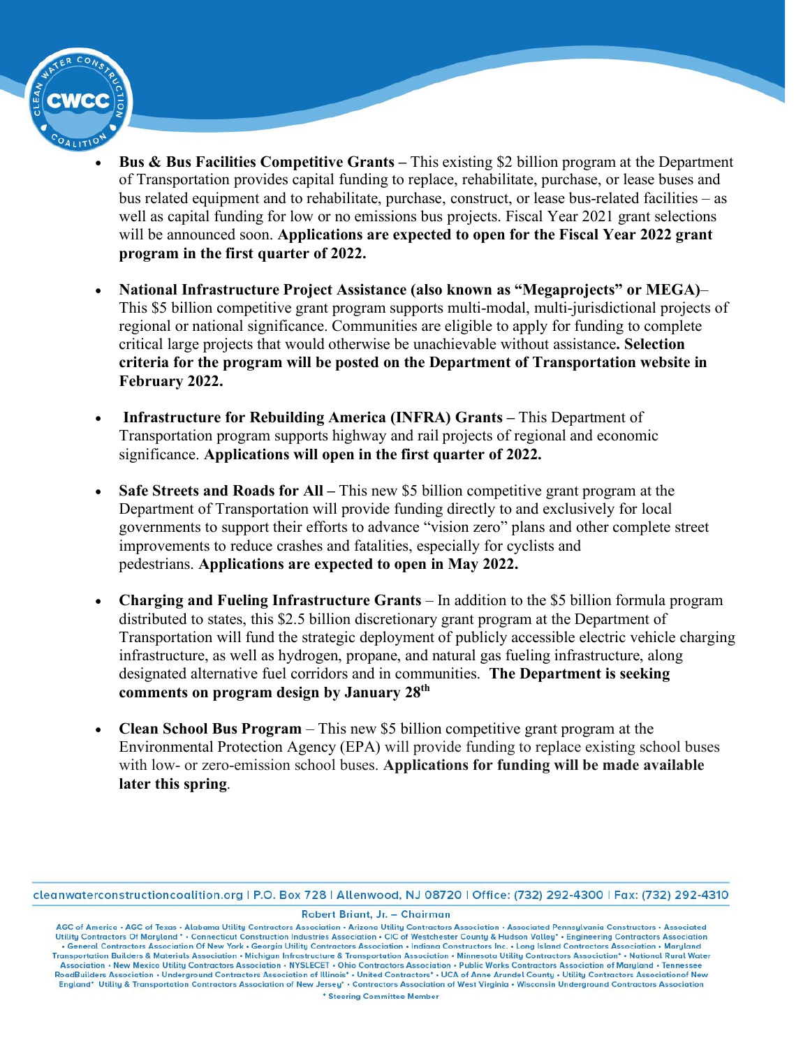- **Bus & Bus Facilities Competitive Grants –** This existing $2 billion program at the Department of Transportation provides capital funding to replace, rehabilitate, purchase, or lease buses and bus related equipment and to rehabilitate, purchase, construct, or lease bus-related facilities – as well as capital funding for low or no emissions bus projects. Fiscal Year 2021 grant selections will be announced soon. **Applications are expected to open for the Fiscal Year 2022 grant program in the first quarter of 2022.**

- **National Infrastructure Project Assistance (also known as "Megaprojects" or MEGA)**– This $5 billion competitive grant program supports multi-modal, multi-jurisdictional projects of regional or national significance. Communities are eligible to apply for funding to complete critical large projects that would otherwise be unachievable without assistance**. Selection criteria for the program will be posted on the Department of Transportation website in February 2022.**

- **Infrastructure for Rebuilding America (INFRA) Grants –** This Department of Transportation program supports highway and rail projects of regional and economic significance. **Applications will open in the first quarter of 2022.**

- **Safe Streets and Roads for All –** This new $5 billion competitive grant program at the Department of Transportation will provide funding directly to and exclusively for local governments to support their efforts to advance "vision zero" plans and other complete street improvements to reduce crashes and fatalities, especially for cyclists and pedestrians. **Applications are expected to open in May 2022.**

- **Charging and Fueling Infrastructure Grants** – In addition to the $5 billion formula program distributed to states, this $2.5 billion discretionary grant program at the Department of Transportation will fund the strategic deployment of publicly accessible electric vehicle charging infrastructure, as well as hydrogen, propane, and natural gas fueling infrastructure, along designated alternative fuel corridors and in communities. **The Department is seeking comments on program design by January 28th**

- **Clean School Bus Program** – This new $5 billion competitive grant program at the Environmental Protection Agency (EPA) will provide funding to replace existing school buses with low- or zero-emission school buses. **Applications for funding will be made available later this spring**.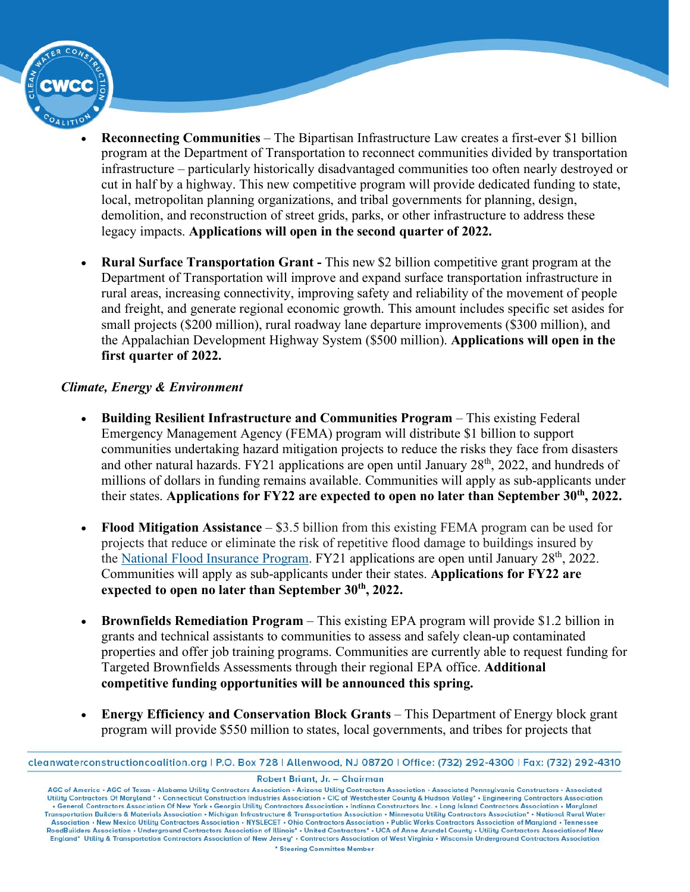- **Reconnecting Communities** – The Bipartisan Infrastructure Law creates a first-ever $1 billion program at the Department of Transportation to reconnect communities divided by transportation infrastructure – particularly historically disadvantaged communities too often nearly destroyed or cut in half by a highway. This new competitive program will provide dedicated funding to state, local, metropolitan planning organizations, and tribal governments for planning, design, demolition, and reconstruction of street grids, parks, or other infrastructure to address these legacy impacts. **Applications will open in the second quarter of 2022.**

- **Rural Surface Transportation Grant -** This new $2 billion competitive grant program at the Department of Transportation will improve and expand surface transportation infrastructure in rural areas, increasing connectivity, improving safety and reliability of the movement of people and freight, and generate regional economic growth. This amount includes specific set asides for small projects ($200 million), rural roadway lane departure improvements ($300 million), and the Appalachian Development Highway System ($500 million). **Applications will open in the first quarter of 2022.**

*Climate, Energy & Environment*

- **Building Resilient Infrastructure and Communities Program** – This existing Federal Emergency Management Agency (FEMA) program will distribute $1 billion to support communities undertaking hazard mitigation projects to reduce the risks they face from disasters and other natural hazards. FY21 applications are open until January 28th, 2022, and hundreds of millions of dollars in funding remains available. Communities will apply as sub-applicants under their states. **Applications for FY22 are expected to open no later than September 30th, 2022.**

- **Flood Mitigation Assistance** – $3.5 billion from this existing FEMA program can be used for projects that reduce or eliminate the risk of repetitive flood damage to buildings insured by the National Flood Insurance Program. FY21 applications are open until January 28th, 2022. Communities will apply as sub-applicants under their states. **Applications for FY22 are expected to open no later than September 30th, 2022.**

- **Brownfields Remediation Program** – This existing EPA program will provide $1.2 billion in grants and technical assistants to communities to assess and safely clean-up contaminated properties and offer job training programs. Communities are currently able to request funding for Targeted Brownfields Assessments through their regional EPA office. **Additional competitive funding opportunities will be announced this spring.**

- **Energy Efficiency and Conservation Block Grants** – This Department of Energy block grant program will provide $550 million to states, local governments, and tribes for projects that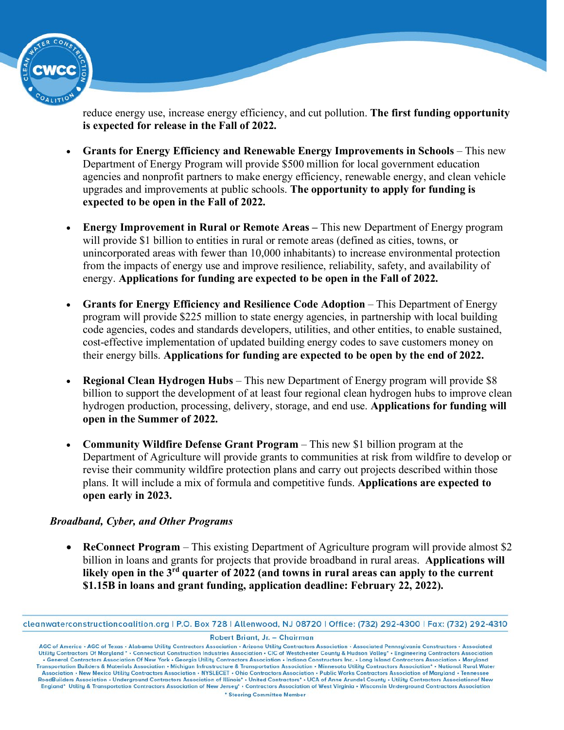reduce energy use, increase energy efficiency, and cut pollution. **The first funding opportunity is expected for release in the Fall of 2022.**

- **Grants for Energy Efficiency and Renewable Energy Improvements in Schools** – This new Department of Energy Program will provide $500 million for local government education agencies and nonprofit partners to make energy efficiency, renewable energy, and clean vehicle upgrades and improvements at public schools. **The opportunity to apply for funding is expected to be open in the Fall of 2022.**

- **Energy Improvement in Rural or Remote Areas –** This new Department of Energy program will provide $1 billion to entities in rural or remote areas (defined as cities, towns, or unincorporated areas with fewer than 10,000 inhabitants) to increase environmental protection from the impacts of energy use and improve resilience, reliability, safety, and availability of energy. **Applications for funding are expected to be open in the Fall of 2022.**

- **Grants for Energy Efficiency and Resilience Code Adoption** – This Department of Energy program will provide $225 million to state energy agencies, in partnership with local building code agencies, codes and standards developers, utilities, and other entities, to enable sustained, cost-effective implementation of updated building energy codes to save customers money on their energy bills. **Applications for funding are expected to be open by the end of 2022.**

- **Regional Clean Hydrogen Hubs** – This new Department of Energy program will provide $8 billion to support the development of at least four regional clean hydrogen hubs to improve clean hydrogen production, processing, delivery, storage, and end use. **Applications for funding will open in the Summer of 2022.**

- **Community Wildfire Defense Grant Program** – This new $1 billion program at the Department of Agriculture will provide grants to communities at risk from wildfire to develop or revise their community wildfire protection plans and carry out projects described within those plans. It will include a mix of formula and competitive funds. **Applications are expected to open early in 2023.**

***Broadband, Cyber, and Other Programs***

- **ReConnect Program** – This existing Department of Agriculture program will provide almost $2 billion in loans and grants for projects that provide broadband in rural areas. **Applications will likely open in the 3rd quarter of 2022 (and towns in rural areas can apply to the current $1.15B in loans and grant funding, application deadline: February 22, 2022).**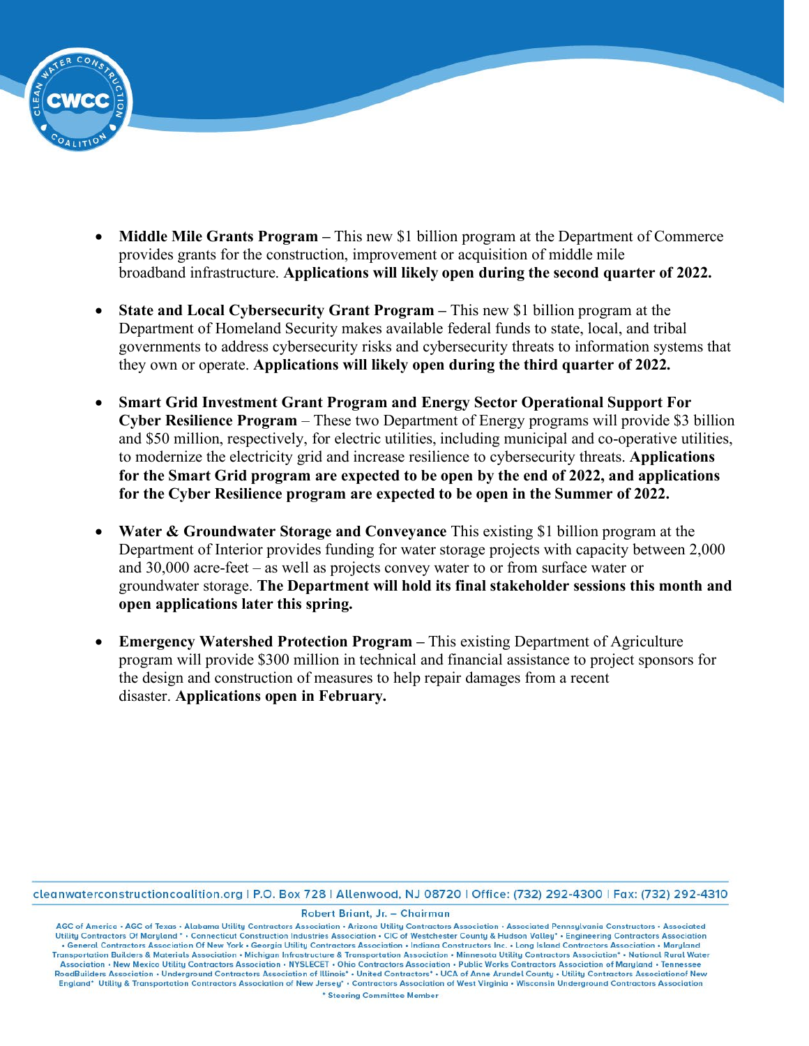- **Middle Mile Grants Program –** This new $1 billion program at the Department of Commerce provides grants for the construction, improvement or acquisition of middle mile broadband infrastructure. **Applications will likely open during the second quarter of 2022.**

- **State and Local Cybersecurity Grant Program –** This new $1 billion program at the Department of Homeland Security makes available federal funds to state, local, and tribal governments to address cybersecurity risks and cybersecurity threats to information systems that they own or operate. **Applications will likely open during the third quarter of 2022.**

- **Smart Grid Investment Grant Program and Energy Sector Operational Support For Cyber Resilience Program** – These two Department of Energy programs will provide $3 billion and $50 million, respectively, for electric utilities, including municipal and co-operative utilities, to modernize the electricity grid and increase resilience to cybersecurity threats. **Applications for the Smart Grid program are expected to be open by the end of 2022, and applications for the Cyber Resilience program are expected to be open in the Summer of 2022.**

- **Water & Groundwater Storage and Conveyance** This existing $1 billion program at the Department of Interior provides funding for water storage projects with capacity between 2,000 and 30,000 acre-feet – as well as projects convey water to or from surface water or groundwater storage. **The Department will hold its final stakeholder sessions this month and open applications later this spring.**

- **Emergency Watershed Protection Program –** This existing Department of Agriculture program will provide $300 million in technical and financial assistance to project sponsors for the design and construction of measures to help repair damages from a recent disaster. **Applications open in February.**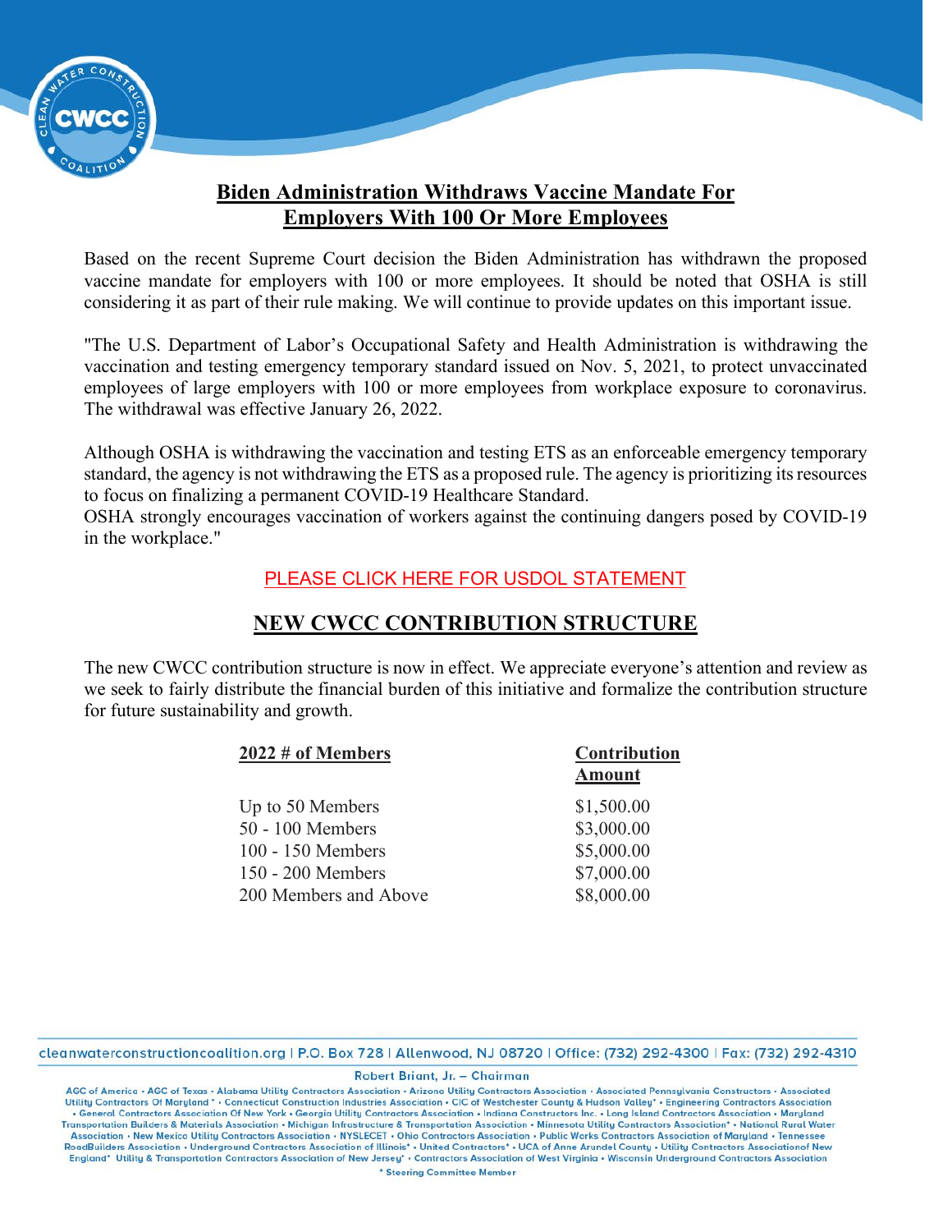## Biden Administration Withdraws Vaccine Mandate For Employers With 100 Or More Employees

Based on the recent Supreme Court decision the Biden Administration has withdrawn the proposed vaccine mandate for employers with 100 or more employees. It should be noted that OSHA is still considering it as part of their rule making. We will continue to provide updates on this important issue.

"The U.S. Department of Labor's Occupational Safety and Health Administration is withdrawing the vaccination and testing emergency temporary standard issued on Nov. 5, 2021, to protect unvaccinated employees of large employers with 100 or more employees from workplace exposure to coronavirus. The withdrawal was effective January 26, 2022.

Although OSHA is withdrawing the vaccination and testing ETS as an enforceable emergency temporary standard, the agency is not withdrawing the ETS as a proposed rule. The agency is prioritizing its resources to focus on finalizing a permanent COVID-19 Healthcare Standard.

OSHA strongly encourages vaccination of workers against the continuing dangers posed by COVID-19 in the workplace."

PLEASE CLICK HERE FOR USDOL STATEMENT

## NEW CWCC CONTRIBUTION STRUCTURE

The new CWCC contribution structure is now in effect. We appreciate everyone's attention and review as we seek to fairly distribute the financial burden of this initiative and formalize the contribution structure for future sustainability and growth.

| 2022 # of Members | Contribution Amount |
|---|---|
| Up to 50 Members | $1,500.00 |
| 50 - 100 Members | $3,000.00 |
| 100 - 150 Members | $5,000.00 |
| 150 - 200 Members | $7,000.00 |
| 200 Members and Above | $8,000.00 |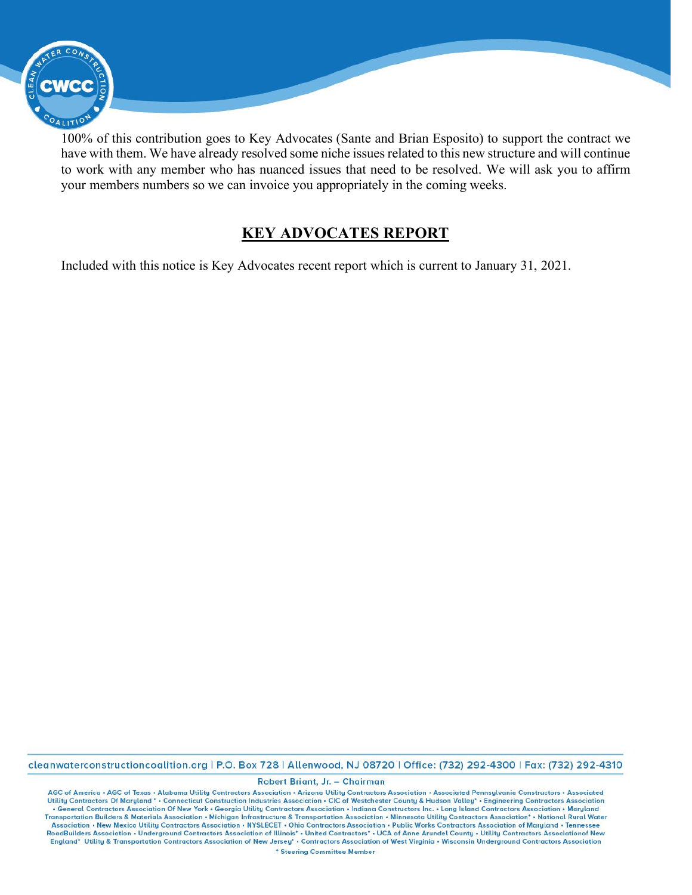100% of this contribution goes to Key Advocates (Sante and Brian Esposito) to support the contract we have with them. We have already resolved some niche issues related to this new structure and will continue to work with any member who has nuanced issues that need to be resolved. We will ask you to affirm your members numbers so we can invoice you appropriately in the coming weeks.

## KEY ADVOCATES REPORT

Included with this notice is Key Advocates recent report which is current to January 31, 2021.